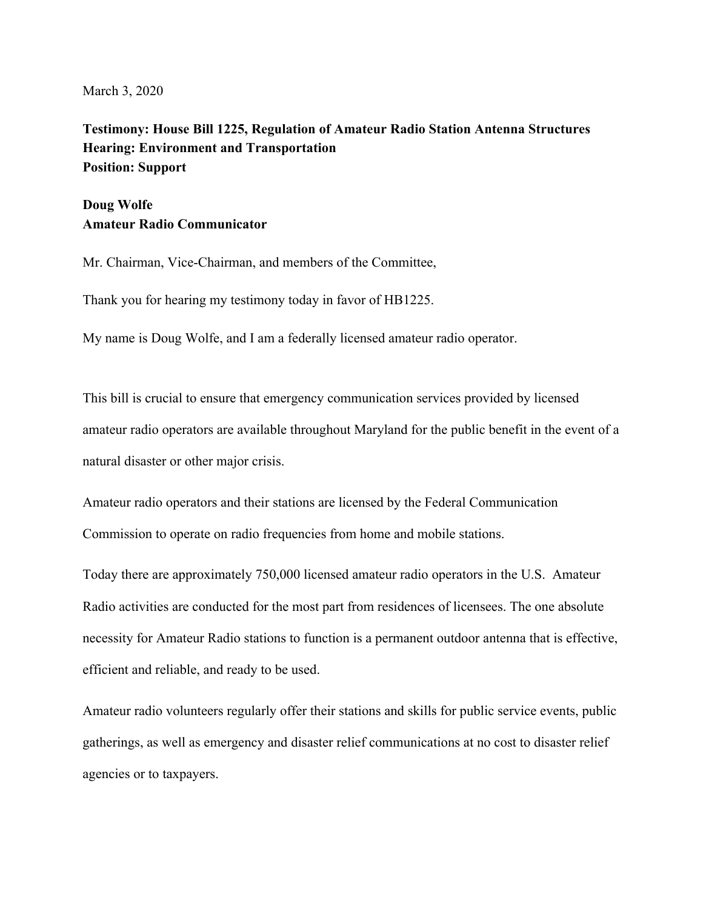March 3, 2020

**Testimony: House Bill 1225, Regulation of Amateur Radio Station Antenna Structures**
**Hearing: Environment and Transportation**
**Position: Support**

**Doug Wolfe**
**Amateur Radio Communicator**

Mr. Chairman, Vice-Chairman, and members of the Committee,

Thank you for hearing my testimony today in favor of HB1225.

My name is Doug Wolfe, and I am a federally licensed amateur radio operator.

This bill is crucial to ensure that emergency communication services provided by licensed amateur radio operators are available throughout Maryland for the public benefit in the event of a natural disaster or other major crisis.

Amateur radio operators and their stations are licensed by the Federal Communication Commission to operate on radio frequencies from home and mobile stations.

Today there are approximately 750,000 licensed amateur radio operators in the U.S. Amateur Radio activities are conducted for the most part from residences of licensees. The one absolute necessity for Amateur Radio stations to function is a permanent outdoor antenna that is effective, efficient and reliable, and ready to be used.

Amateur radio volunteers regularly offer their stations and skills for public service events, public gatherings, as well as emergency and disaster relief communications at no cost to disaster relief agencies or to taxpayers.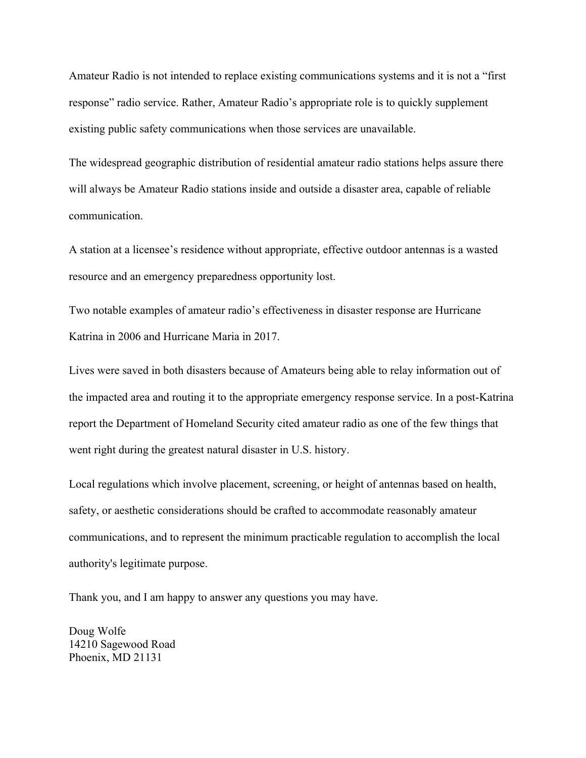Amateur Radio is not intended to replace existing communications systems and it is not a "first response" radio service. Rather, Amateur Radio's appropriate role is to quickly supplement existing public safety communications when those services are unavailable.

The widespread geographic distribution of residential amateur radio stations helps assure there will always be Amateur Radio stations inside and outside a disaster area, capable of reliable communication.

A station at a licensee's residence without appropriate, effective outdoor antennas is a wasted resource and an emergency preparedness opportunity lost.

Two notable examples of amateur radio's effectiveness in disaster response are Hurricane Katrina in 2006 and Hurricane Maria in 2017.

Lives were saved in both disasters because of Amateurs being able to relay information out of the impacted area and routing it to the appropriate emergency response service. In a post-Katrina report the Department of Homeland Security cited amateur radio as one of the few things that went right during the greatest natural disaster in U.S. history.

Local regulations which involve placement, screening, or height of antennas based on health, safety, or aesthetic considerations should be crafted to accommodate reasonably amateur communications, and to represent the minimum practicable regulation to accomplish the local authority's legitimate purpose.

Thank you, and I am happy to answer any questions you may have.

Doug Wolfe
14210 Sagewood Road
Phoenix, MD 21131